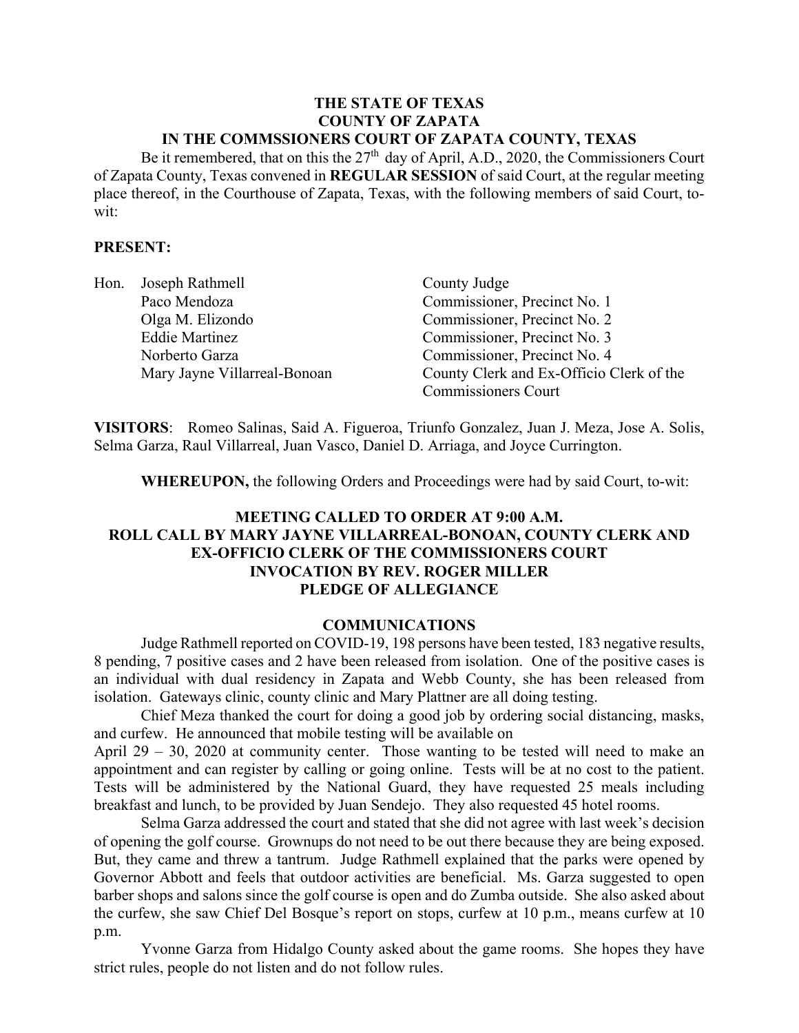**THE STATE OF TEXAS**
**COUNTY OF ZAPATA**
**IN THE COMMSSIONERS COURT OF ZAPATA COUNTY, TEXAS**

Be it remembered, that on this the 27th day of April, A.D., 2020, the Commissioners Court of Zapata County, Texas convened in **REGULAR SESSION** of said Court, at the regular meeting place thereof, in the Courthouse of Zapata, Texas, with the following members of said Court, to-wit:

**PRESENT:**

| | | |
|---|---|---|
| Hon. | Joseph Rathmell | County Judge |
| | Paco Mendoza | Commissioner, Precinct No. 1 |
| | Olga M. Elizondo | Commissioner, Precinct No. 2 |
| | Eddie Martinez | Commissioner, Precinct No. 3 |
| | Norberto Garza | Commissioner, Precinct No. 4 |
| | Mary Jayne Villarreal-Bonoan | County Clerk and Ex-Officio Clerk of the Commissioners Court |

**VISITORS**: Romeo Salinas, Said A. Figueroa, Triunfo Gonzalez, Juan J. Meza, Jose A. Solis, Selma Garza, Raul Villarreal, Juan Vasco, Daniel D. Arriaga, and Joyce Currington.

**WHEREUPON,** the following Orders and Proceedings were had by said Court, to-wit:

**MEETING CALLED TO ORDER AT 9:00 A.M.**
**ROLL CALL BY MARY JAYNE VILLARREAL-BONOAN, COUNTY CLERK AND EX-OFFICIO CLERK OF THE COMMISSIONERS COURT**
**INVOCATION BY REV. ROGER MILLER**
**PLEDGE OF ALLEGIANCE**

**COMMUNICATIONS**

Judge Rathmell reported on COVID-19, 198 persons have been tested, 183 negative results, 8 pending, 7 positive cases and 2 have been released from isolation. One of the positive cases is an individual with dual residency in Zapata and Webb County, she has been released from isolation. Gateways clinic, county clinic and Mary Plattner are all doing testing.

Chief Meza thanked the court for doing a good job by ordering social distancing, masks, and curfew. He announced that mobile testing will be available on April 29 – 30, 2020 at community center. Those wanting to be tested will need to make an appointment and can register by calling or going online. Tests will be at no cost to the patient. Tests will be administered by the National Guard, they have requested 25 meals including breakfast and lunch, to be provided by Juan Sendejo. They also requested 45 hotel rooms.

Selma Garza addressed the court and stated that she did not agree with last week's decision of opening the golf course. Grownups do not need to be out there because they are being exposed. But, they came and threw a tantrum. Judge Rathmell explained that the parks were opened by Governor Abbott and feels that outdoor activities are beneficial. Ms. Garza suggested to open barber shops and salons since the golf course is open and do Zumba outside. She also asked about the curfew, she saw Chief Del Bosque's report on stops, curfew at 10 p.m., means curfew at 10 p.m.

Yvonne Garza from Hidalgo County asked about the game rooms. She hopes they have strict rules, people do not listen and do not follow rules.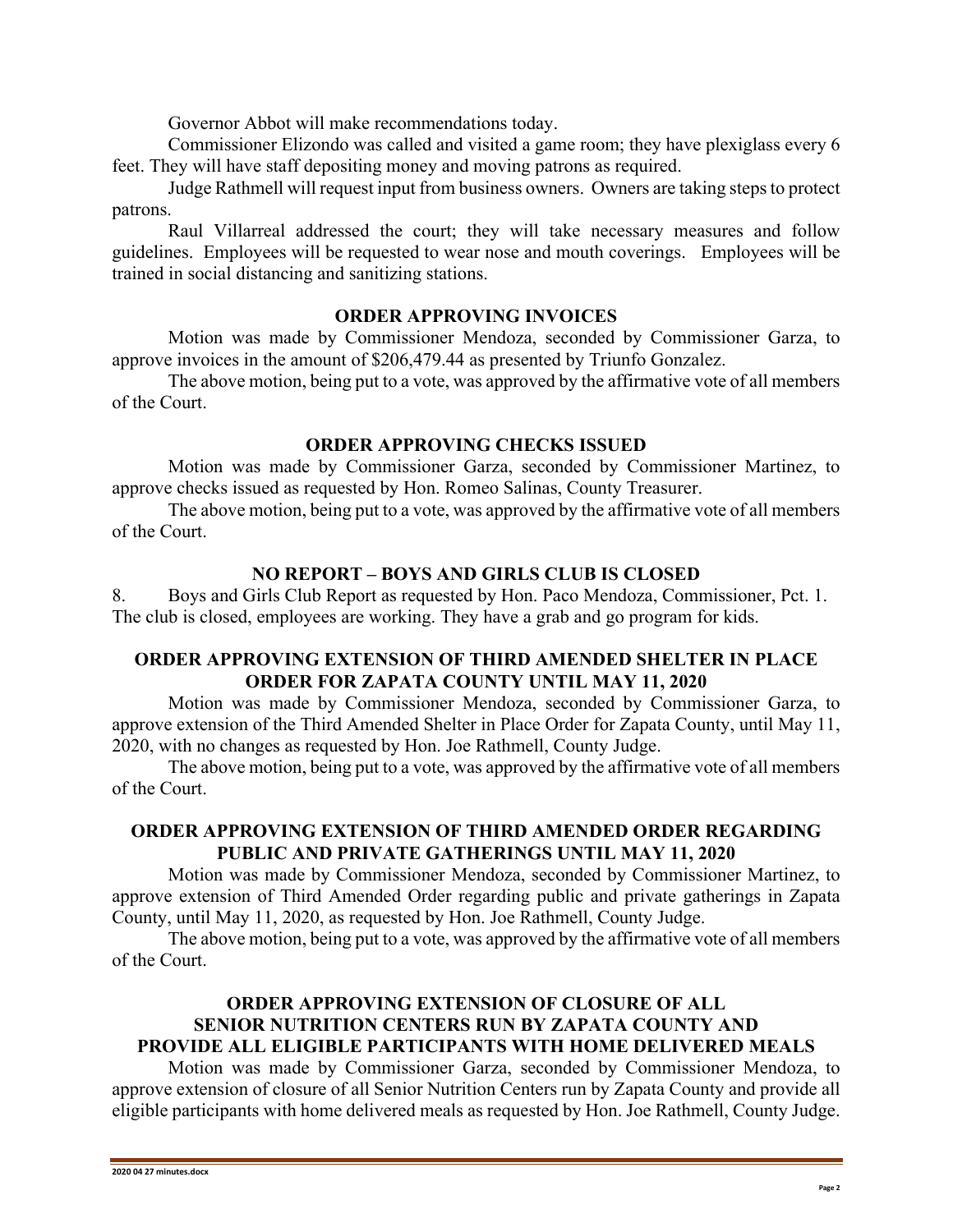Governor Abbot will make recommendations today.

Commissioner Elizondo was called and visited a game room; they have plexiglass every 6 feet. They will have staff depositing money and moving patrons as required.

Judge Rathmell will request input from business owners. Owners are taking steps to protect patrons.

Raul Villarreal addressed the court; they will take necessary measures and follow guidelines. Employees will be requested to wear nose and mouth coverings. Employees will be trained in social distancing and sanitizing stations.

**ORDER APPROVING INVOICES**

Motion was made by Commissioner Mendoza, seconded by Commissioner Garza, to approve invoices in the amount of $206,479.44 as presented by Triunfo Gonzalez.

The above motion, being put to a vote, was approved by the affirmative vote of all members of the Court.

**ORDER APPROVING CHECKS ISSUED**

Motion was made by Commissioner Garza, seconded by Commissioner Martinez, to approve checks issued as requested by Hon. Romeo Salinas, County Treasurer.

The above motion, being put to a vote, was approved by the affirmative vote of all members of the Court.

**NO REPORT – BOYS AND GIRLS CLUB IS CLOSED**

8. Boys and Girls Club Report as requested by Hon. Paco Mendoza, Commissioner, Pct. 1. The club is closed, employees are working. They have a grab and go program for kids.

**ORDER APPROVING EXTENSION OF THIRD AMENDED SHELTER IN PLACE ORDER FOR ZAPATA COUNTY UNTIL MAY 11, 2020**

Motion was made by Commissioner Mendoza, seconded by Commissioner Garza, to approve extension of the Third Amended Shelter in Place Order for Zapata County, until May 11, 2020, with no changes as requested by Hon. Joe Rathmell, County Judge.

The above motion, being put to a vote, was approved by the affirmative vote of all members of the Court.

**ORDER APPROVING EXTENSION OF THIRD AMENDED ORDER REGARDING PUBLIC AND PRIVATE GATHERINGS UNTIL MAY 11, 2020**

Motion was made by Commissioner Mendoza, seconded by Commissioner Martinez, to approve extension of Third Amended Order regarding public and private gatherings in Zapata County, until May 11, 2020, as requested by Hon. Joe Rathmell, County Judge.

The above motion, being put to a vote, was approved by the affirmative vote of all members of the Court.

**ORDER APPROVING EXTENSION OF CLOSURE OF ALL SENIOR NUTRITION CENTERS RUN BY ZAPATA COUNTY AND PROVIDE ALL ELIGIBLE PARTICIPANTS WITH HOME DELIVERED MEALS**

Motion was made by Commissioner Garza, seconded by Commissioner Mendoza, to approve extension of closure of all Senior Nutrition Centers run by Zapata County and provide all eligible participants with home delivered meals as requested by Hon. Joe Rathmell, County Judge.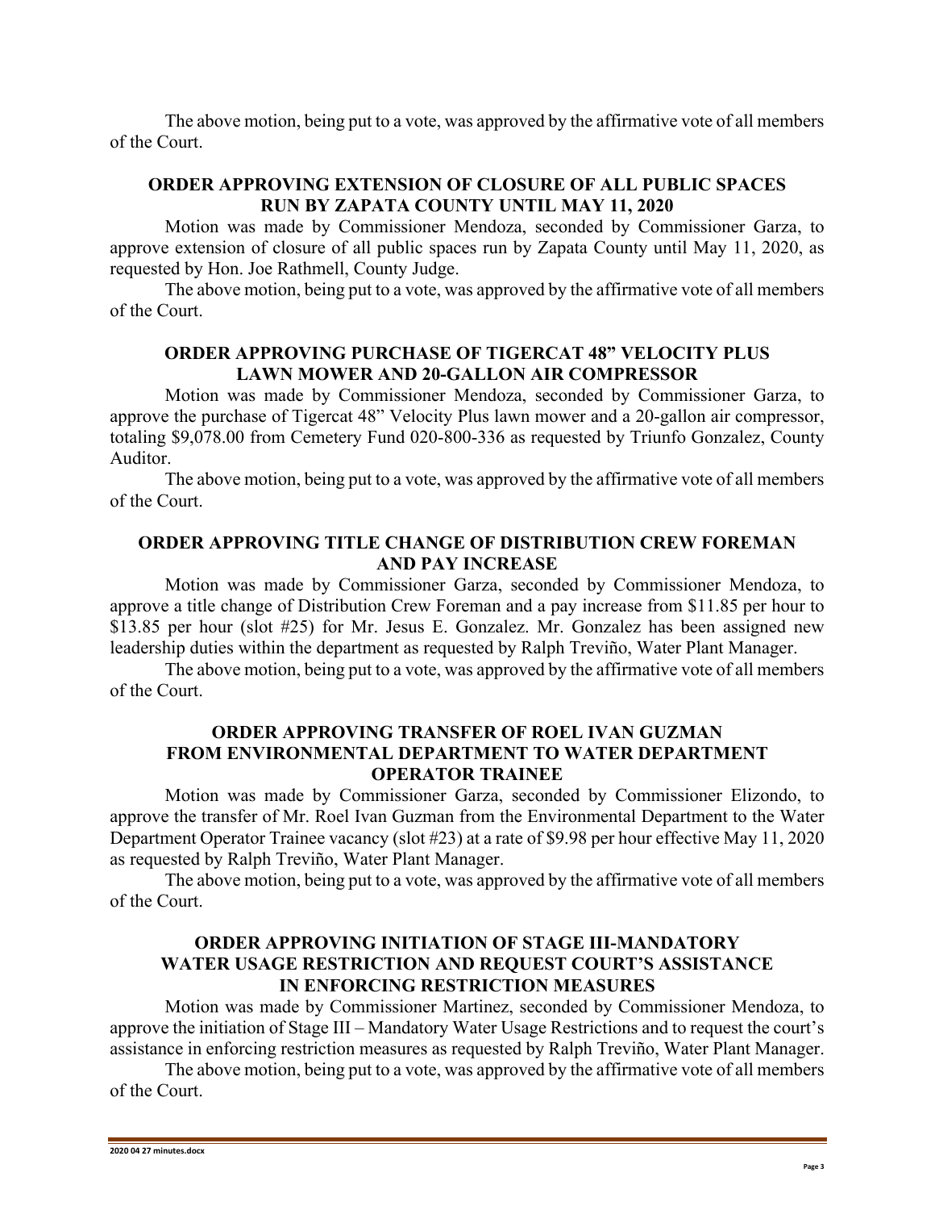The above motion, being put to a vote, was approved by the affirmative vote of all members of the Court.

### ORDER APPROVING EXTENSION OF CLOSURE OF ALL PUBLIC SPACES RUN BY ZAPATA COUNTY UNTIL MAY 11, 2020

Motion was made by Commissioner Mendoza, seconded by Commissioner Garza, to approve extension of closure of all public spaces run by Zapata County until May 11, 2020, as requested by Hon. Joe Rathmell, County Judge.

The above motion, being put to a vote, was approved by the affirmative vote of all members of the Court.

### ORDER APPROVING PURCHASE OF TIGERCAT 48" VELOCITY PLUS LAWN MOWER AND 20-GALLON AIR COMPRESSOR

Motion was made by Commissioner Mendoza, seconded by Commissioner Garza, to approve the purchase of Tigercat 48" Velocity Plus lawn mower and a 20-gallon air compressor, totaling $9,078.00 from Cemetery Fund 020-800-336 as requested by Triunfo Gonzalez, County Auditor.

The above motion, being put to a vote, was approved by the affirmative vote of all members of the Court.

### ORDER APPROVING TITLE CHANGE OF DISTRIBUTION CREW FOREMAN AND PAY INCREASE

Motion was made by Commissioner Garza, seconded by Commissioner Mendoza, to approve a title change of Distribution Crew Foreman and a pay increase from $11.85 per hour to $13.85 per hour (slot #25) for Mr. Jesus E. Gonzalez. Mr. Gonzalez has been assigned new leadership duties within the department as requested by Ralph Treviño, Water Plant Manager.

The above motion, being put to a vote, was approved by the affirmative vote of all members of the Court.

### ORDER APPROVING TRANSFER OF ROEL IVAN GUZMAN FROM ENVIRONMENTAL DEPARTMENT TO WATER DEPARTMENT OPERATOR TRAINEE

Motion was made by Commissioner Garza, seconded by Commissioner Elizondo, to approve the transfer of Mr. Roel Ivan Guzman from the Environmental Department to the Water Department Operator Trainee vacancy (slot #23) at a rate of $9.98 per hour effective May 11, 2020 as requested by Ralph Treviño, Water Plant Manager.

The above motion, being put to a vote, was approved by the affirmative vote of all members of the Court.

### ORDER APPROVING INITIATION OF STAGE III-MANDATORY WATER USAGE RESTRICTION AND REQUEST COURT'S ASSISTANCE IN ENFORCING RESTRICTION MEASURES

Motion was made by Commissioner Martinez, seconded by Commissioner Mendoza, to approve the initiation of Stage III – Mandatory Water Usage Restrictions and to request the court's assistance in enforcing restriction measures as requested by Ralph Treviño, Water Plant Manager.

The above motion, being put to a vote, was approved by the affirmative vote of all members of the Court.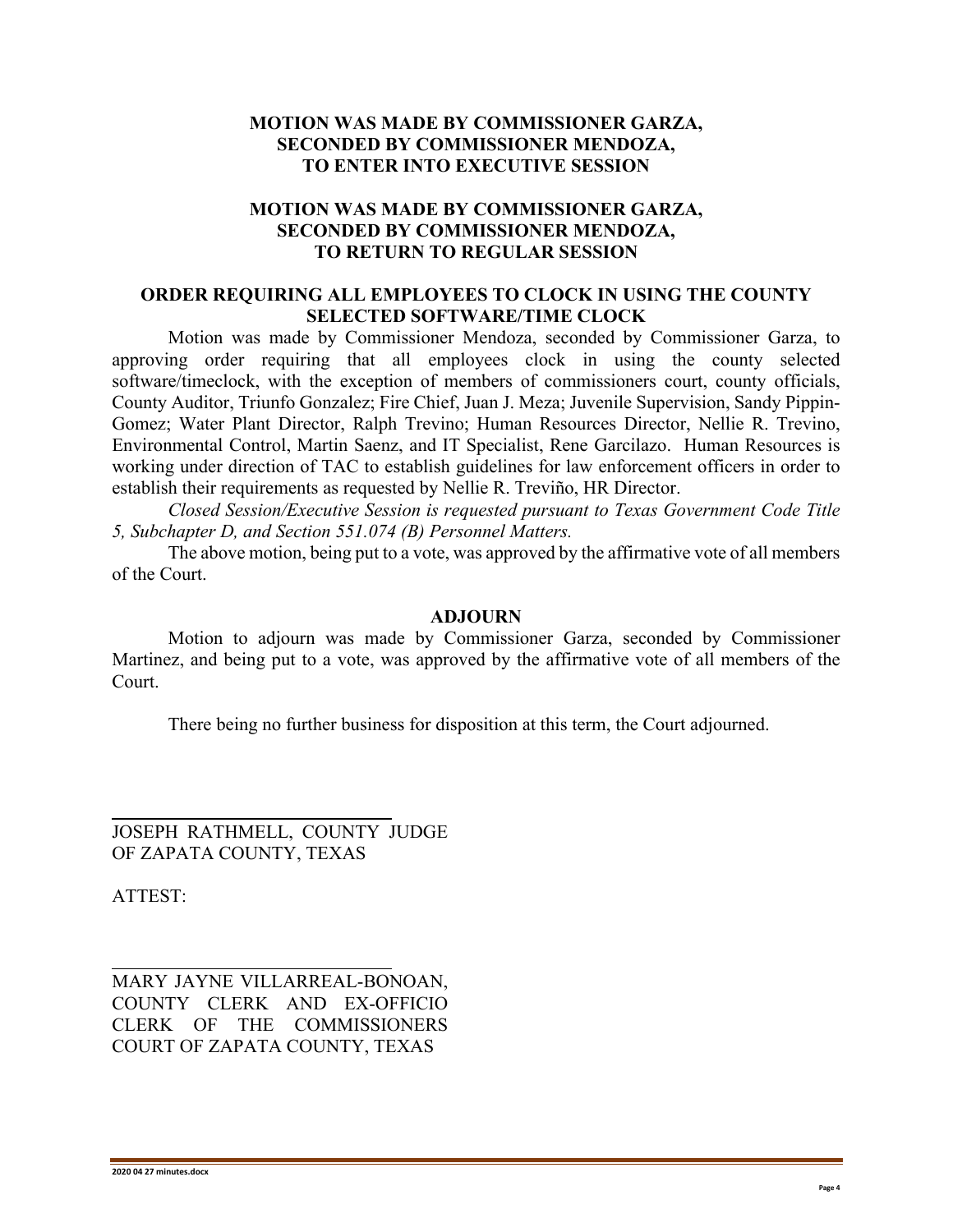**MOTION WAS MADE BY COMMISSIONER GARZA, SECONDED BY COMMISSIONER MENDOZA, TO ENTER INTO EXECUTIVE SESSION**

**MOTION WAS MADE BY COMMISSIONER GARZA, SECONDED BY COMMISSIONER MENDOZA, TO RETURN TO REGULAR SESSION**

**ORDER REQUIRING ALL EMPLOYEES TO CLOCK IN USING THE COUNTY SELECTED SOFTWARE/TIME CLOCK**

Motion was made by Commissioner Mendoza, seconded by Commissioner Garza, to approving order requiring that all employees clock in using the county selected software/timeclock, with the exception of members of commissioners court, county officials, County Auditor, Triunfo Gonzalez; Fire Chief, Juan J. Meza; Juvenile Supervision, Sandy Pippin-Gomez; Water Plant Director, Ralph Trevino; Human Resources Director, Nellie R. Trevino, Environmental Control, Martin Saenz, and IT Specialist, Rene Garcilazo. Human Resources is working under direction of TAC to establish guidelines for law enforcement officers in order to establish their requirements as requested by Nellie R. Treviño, HR Director.

*Closed Session/Executive Session is requested pursuant to Texas Government Code Title 5, Subchapter D, and Section 551.074 (B) Personnel Matters.*

The above motion, being put to a vote, was approved by the affirmative vote of all members of the Court.

**ADJOURN**

Motion to adjourn was made by Commissioner Garza, seconded by Commissioner Martinez, and being put to a vote, was approved by the affirmative vote of all members of the Court.

There being no further business for disposition at this term, the Court adjourned.

JOSEPH RATHMELL, COUNTY JUDGE OF ZAPATA COUNTY, TEXAS

ATTEST:

MARY JAYNE VILLARREAL-BONOAN, COUNTY CLERK AND EX-OFFICIO CLERK OF THE COMMISSIONERS COURT OF ZAPATA COUNTY, TEXAS